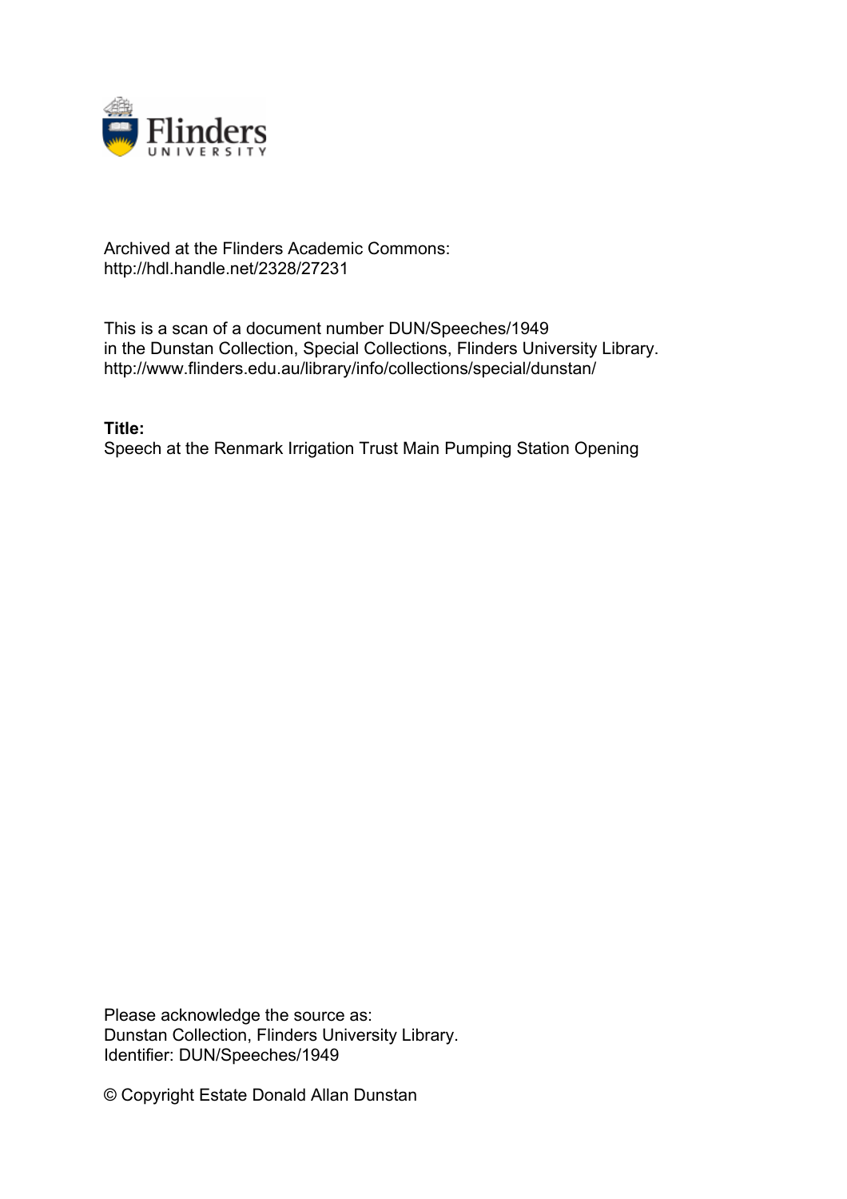Archived at the Flinders Academic Commons:
http://hdl.handle.net/2328/27231

This is a scan of a document number DUN/Speeches/1949
in the Dunstan Collection, Special Collections, Flinders University Library.
http://www.flinders.edu.au/library/info/collections/special/dunstan/

**Title:**
Speech at the Renmark Irrigation Trust Main Pumping Station Opening

Please acknowledge the source as:
Dunstan Collection, Flinders University Library.
Identifier: DUN/Speeches/1949

© Copyright Estate Donald Allan Dunstan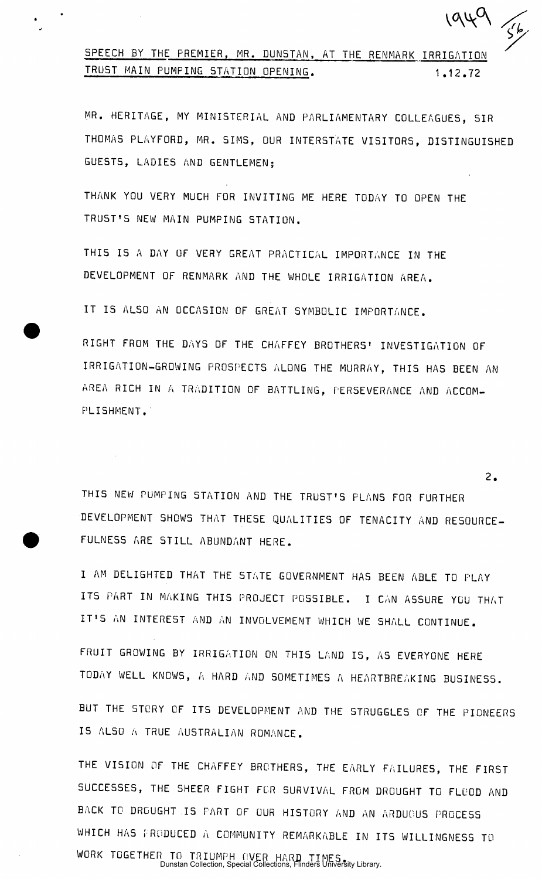## SPEECH BY THE PREMIER, MR. DUNSTAN, AT THE RENMARK IRRIGATION TRUST MAIN PUMPING STATION OPENING. 1.12.72

MR. HERITAGE, MY MINISTERIAL AND PARLIAMENTARY COLLEAGUES, SIR THOMAS PLAYFORD, MR. SIMS, OUR INTERSTATE VISITORS, DISTINGUISHED GUESTS, LADIES AND GENTLEMEN;

THANK YOU VERY MUCH FOR INVITING ME HERE TODAY TO OPEN THE TRUST'S NEW MAIN PUMPING STATION.

THIS IS A DAY OF VERY GREAT PRACTICAL IMPORTANCE IN THE DEVELOPMENT OF RENMARK AND THE WHOLE IRRIGATION AREA.

IT IS ALSO AN OCCASION OF GREAT SYMBOLIC IMPORTANCE.

RIGHT FROM THE DAYS OF THE CHAFFEY BROTHERS' INVESTIGATION OF IRRIGATION-GROWING PROSPECTS ALONG THE MURRAY, THIS HAS BEEN AN AREA RICH IN A TRADITION OF BATTLING, PERSEVERANCE AND ACCOMPLISHMENT.

THIS NEW PUMPING STATION AND THE TRUST'S PLANS FOR FURTHER DEVELOPMENT SHOWS THAT THESE QUALITIES OF TENACITY AND RESOURCEFULNESS ARE STILL ABUNDANT HERE.

I AM DELIGHTED THAT THE STATE GOVERNMENT HAS BEEN ABLE TO PLAY ITS PART IN MAKING THIS PROJECT POSSIBLE. I CAN ASSURE YOU THAT IT'S AN INTEREST AND AN INVOLVEMENT WHICH WE SHALL CONTINUE.

FRUIT GROWING BY IRRIGATION ON THIS LAND IS, AS EVERYONE HERE TODAY WELL KNOWS, A HARD AND SOMETIMES A HEARTBREAKING BUSINESS.

BUT THE STORY OF ITS DEVELOPMENT AND THE STRUGGLES OF THE PIONEERS IS ALSO A TRUE AUSTRALIAN ROMANCE.

THE VISION OF THE CHAFFEY BROTHERS, THE EARLY FAILURES, THE FIRST SUCCESSES, THE SHEER FIGHT FOR SURVIVAL FROM DROUGHT TO FLOOD AND BACK TO DROUGHT IS PART OF OUR HISTORY AND AN ARDUOUS PROCESS WHICH HAS PRODUCED A COMMUNITY REMARKABLE IN ITS WILLINGNESS TO WORK TOGETHER TO TRIUMPH OVER HARD TIMES.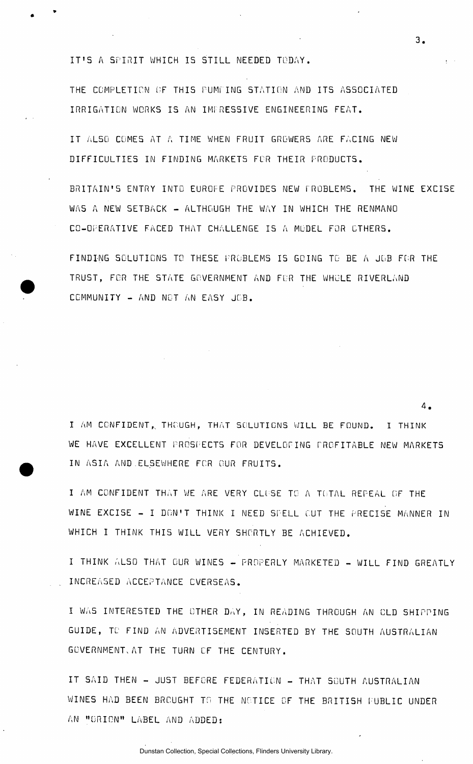IT'S A SPIRIT WHICH IS STILL NEEDED TODAY.

THE COMPLETION OF THIS PUMPING STATION AND ITS ASSOCIATED IRRIGATION WORKS IS AN IMPRESSIVE ENGINEERING FEAT.

IT ALSO COMES AT A TIME WHEN FRUIT GROWERS ARE FACING NEW DIFFICULTIES IN FINDING MARKETS FOR THEIR PRODUCTS.

BRITAIN'S ENTRY INTO EUROPE PROVIDES NEW PROBLEMS. THE WINE EXCISE WAS A NEW SETBACK - ALTHOUGH THE WAY IN WHICH THE RENMANO CO-OPERATIVE FACED THAT CHALLENGE IS A MODEL FOR OTHERS.

FINDING SOLUTIONS TO THESE PROBLEMS IS GOING TO BE A JOB FOR THE TRUST, FOR THE STATE GOVERNMENT AND FOR THE WHOLE RIVERLAND COMMUNITY - AND NOT AN EASY JOB.

I AM CONFIDENT, THOUGH, THAT SOLUTIONS WILL BE FOUND. I THINK WE HAVE EXCELLENT PROSPECTS FOR DEVELOPING PROFITABLE NEW MARKETS IN ASIA AND ELSEWHERE FOR OUR FRUITS.

I AM CONFIDENT THAT WE ARE VERY CLOSE TO A TOTAL REPEAL OF THE WINE EXCISE - I DON'T THINK I NEED SPELL OUT THE PRECISE MANNER IN WHICH I THINK THIS WILL VERY SHORTLY BE ACHIEVED.

I THINK ALSO THAT OUR WINES - PROPERLY MARKETED - WILL FIND GREATLY INCREASED ACCEPTANCE OVERSEAS.

I WAS INTERESTED THE OTHER DAY, IN READING THROUGH AN OLD SHIPPING GUIDE, TO FIND AN ADVERTISEMENT INSERTED BY THE SOUTH AUSTRALIAN GOVERNMENT AT THE TURN OF THE CENTURY.

IT SAID THEN - JUST BEFORE FEDERATION - THAT SOUTH AUSTRALIAN WINES HAD BEEN BROUGHT TO THE NOTICE OF THE BRITISH PUBLIC UNDER AN "ORION" LABEL AND ADDED:

Dunstan Collection, Special Collections, Flinders University Library.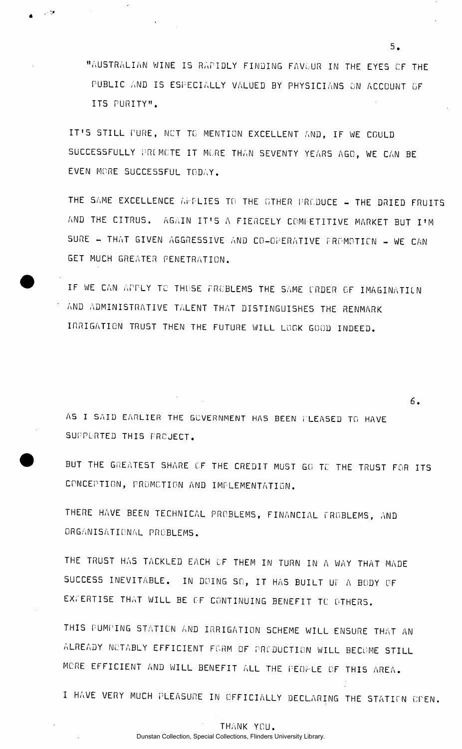"AUSTRALIAN WINE IS RAPIDLY FINDING FAVOUR IN THE EYES OF THE PUBLIC AND IS ESPECIALLY VALUED BY PHYSICIANS ON ACCOUNT OF ITS PURITY".

IT'S STILL PURE, NOT TO MENTION EXCELLENT AND, IF WE COULD SUCCESSFULLY PROMOTE IT MORE THAN SEVENTY YEARS AGO, WE CAN BE EVEN MORE SUCCESSFUL TODAY.

THE SAME EXCELLENCE APPLIES TO THE OTHER PRODUCE - THE DRIED FRUITS AND THE CITRUS. AGAIN IT'S A FIERCELY COMPETITIVE MARKET BUT I'M SURE - THAT GIVEN AGGRESSIVE AND CO-OPERATIVE PROMOTION - WE CAN GET MUCH GREATER PENETRATION.

IF WE CAN APPLY TO THOSE PROBLEMS THE SAME ORDER OF IMAGINATION AND ADMINISTRATIVE TALENT THAT DISTINGUISHES THE RENMARK IRRIGATION TRUST THEN THE FUTURE WILL LOOK GOOD INDEED.

AS I SAID EARLIER THE GOVERNMENT HAS BEEN PLEASED TO HAVE SUPPORTED THIS PROJECT.

BUT THE GREATEST SHARE OF THE CREDIT MUST GO TO THE TRUST FOR ITS CONCEPTION, PROMOTION AND IMPLEMENTATION.

THERE HAVE BEEN TECHNICAL PROBLEMS, FINANCIAL PROBLEMS, AND ORGANISATIONAL PROBLEMS.

THE TRUST HAS TACKLED EACH OF THEM IN TURN IN A WAY THAT MADE SUCCESS INEVITABLE. IN DOING SO, IT HAS BUILT UP A BODY OF EXPERTISE THAT WILL BE OF CONTINUING BENEFIT TO OTHERS.

THIS PUMPING STATION AND IRRIGATION SCHEME WILL ENSURE THAT AN ALREADY NOTABLY EFFICIENT FORM OF PRODUCTION WILL BECOME STILL MORE EFFICIENT AND WILL BENEFIT ALL THE PEOPLE OF THIS AREA.

I HAVE VERY MUCH PLEASURE IN OFFICIALLY DECLARING THE STATION OPEN.

THANK YOU.

Dunstan Collection, Special Collections, Flinders University Library.